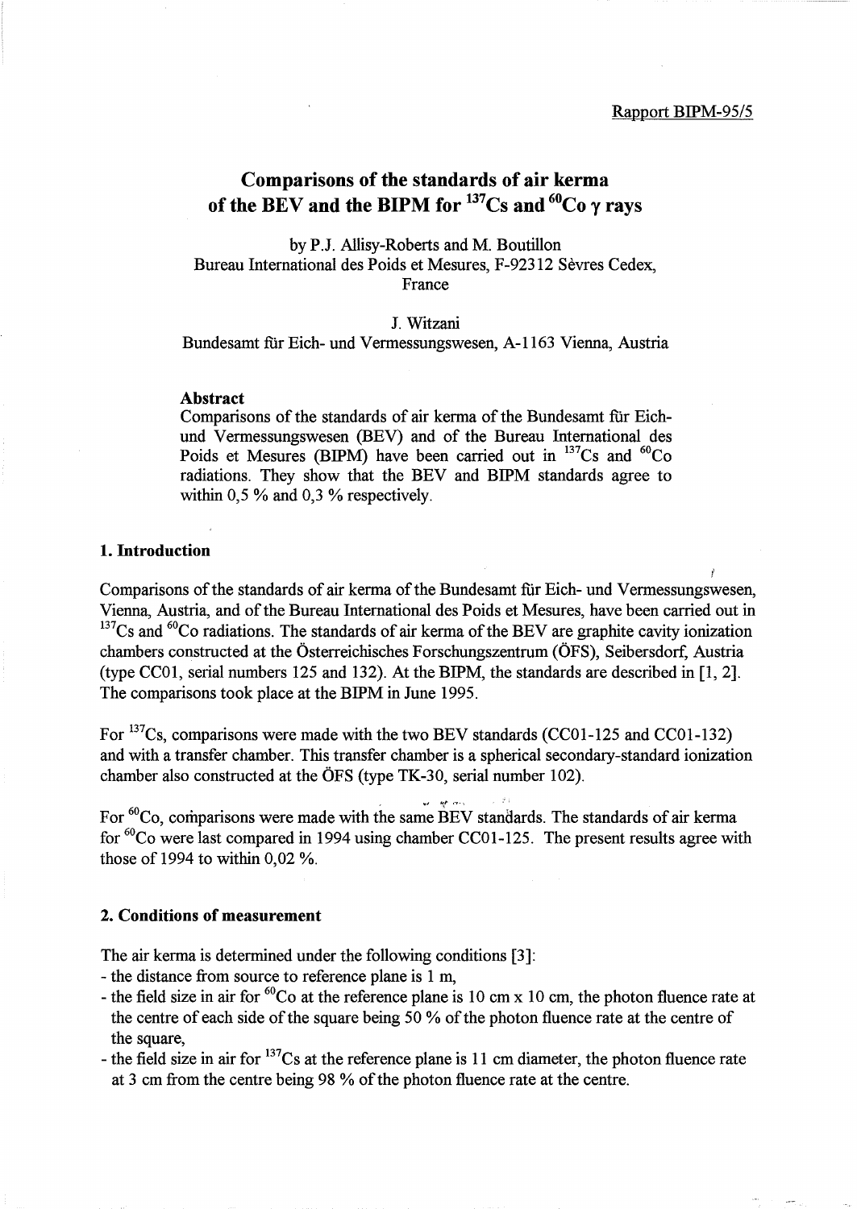Rapport BIPM-95/5

# Comparisons of the standards of air kerma of the BEV and the BIPM for $^{137}Cs$ and $^{60}Co$ $\gamma$ rays

by P.J. Allisy-Roberts and M. Boutillon
Bureau International des Poids et Mesures, F-92312 Sèvres Cedex, France

J. Witzani
Bundesamt für Eich- und Vermessungswesen, A-1163 Vienna, Austria

### Abstract

Comparisons of the standards of air kerma of the Bundesamt für Eich- und Vermessungswesen (BEV) and of the Bureau International des Poids et Mesures (BIPM) have been carried out in $^{137}Cs$ and $^{60}Co$ radiations. They show that the BEV and BIPM standards agree to within 0,5 % and 0,3 % respectively.

## 1. Introduction

Comparisons of the standards of air kerma of the Bundesamt für Eich- und Vermessungswesen, Vienna, Austria, and of the Bureau International des Poids et Mesures, have been carried out in $^{137}Cs$ and $^{60}Co$ radiations. The standards of air kerma of the BEV are graphite cavity ionization chambers constructed at the Österreichisches Forschungszentrum (ÖFS), Seibersdorf, Austria (type CC01, serial numbers 125 and 132). At the BIPM, the standards are described in [1, 2]. The comparisons took place at the BIPM in June 1995.

For $^{137}Cs$, comparisons were made with the two BEV standards (CC01-125 and CC01-132) and with a transfer chamber. This transfer chamber is a spherical secondary-standard ionization chamber also constructed at the ÖFS (type TK-30, serial number 102).

For $^{60}Co$, comparisons were made with the same BEV standards. The standards of air kerma for $^{60}Co$ were last compared in 1994 using chamber CC01-125. The present results agree with those of 1994 to within 0,02 %.

## 2. Conditions of measurement

The air kerma is determined under the following conditions [3]:

- the distance from source to reference plane is 1 m,
- the field size in air for $^{60}Co$ at the reference plane is 10 cm x 10 cm, the photon fluence rate at the centre of each side of the square being 50 % of the photon fluence rate at the centre of the square,
- the field size in air for $^{137}Cs$ at the reference plane is 11 cm diameter, the photon fluence rate at 3 cm from the centre being 98 % of the photon fluence rate at the centre.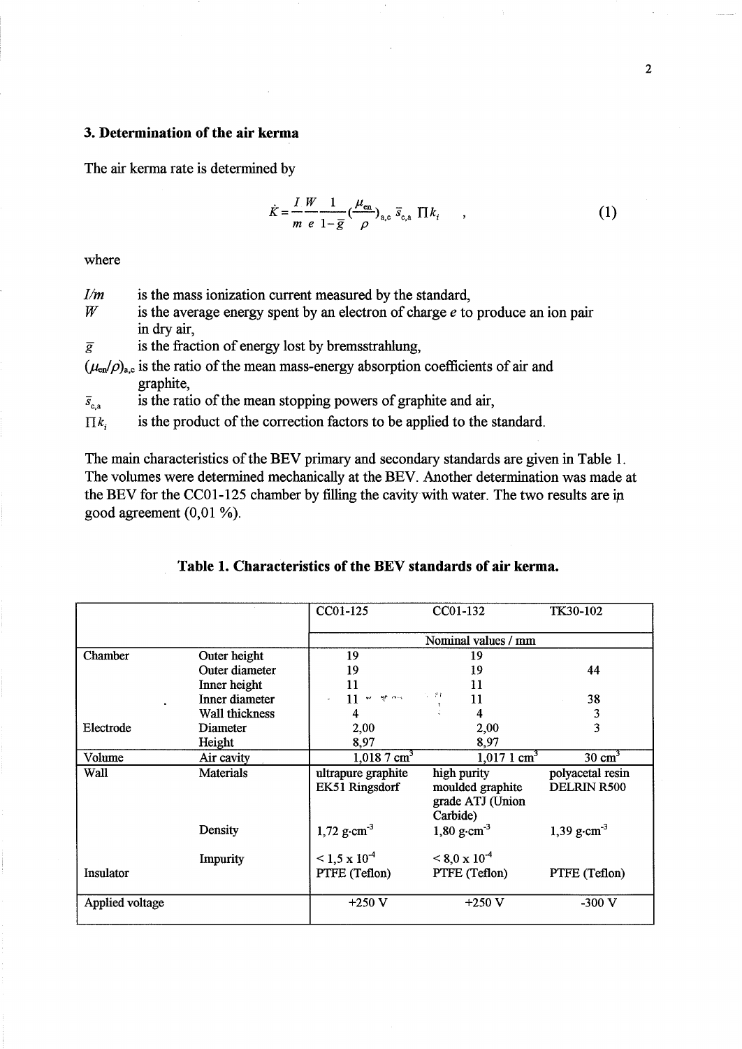### 3. Determination of the air kerma

The air kerma rate is determined by

$$\dot{K} = \frac{I}{m}\frac{W}{e}\frac{1}{1-\bar{g}}\left(\frac{\mu_{en}}{\rho}\right)_{a,c} \bar{s}_{c,a} \, \Pi k_i \quad , \tag{1}$$

where

$I/m$ is the mass ionization current measured by the standard,

$W$ is the average energy spent by an electron of charge $e$ to produce an ion pair in dry air,

$\bar{g}$ is the fraction of energy lost by bremsstrahlung,

$(\mu_{en}/\rho)_{a,c}$ is the ratio of the mean mass-energy absorption coefficients of air and graphite,

$\bar{s}_{c,a}$ is the ratio of the mean stopping powers of graphite and air,

$\Pi k_i$ is the product of the correction factors to be applied to the standard.

The main characteristics of the BEV primary and secondary standards are given in Table 1. The volumes were determined mechanically at the BEV. Another determination was made at the BEV for the CC01-125 chamber by filling the cavity with water. The two results are in good agreement (0,01 %).

**Table 1. Characteristics of the BEV standards of air kerma.**

| | | CC01-125 | CC01-132 | TK30-102 |
|---|---|---|---|---|
| | | Nominal values / mm | | |
| Chamber | Outer height | 19 | 19 | |
| | Outer diameter | 19 | 19 | 44 |
| | Inner height | 11 | 11 | |
| | Inner diameter | 11 | 11 | 38 |
| | Wall thickness | 4 | 4 | 3 |
| Electrode | Diameter | 2,00 | 2,00 | 3 |
| | Height | 8,97 | 8,97 | |
| Volume | Air cavity | 1,018 7 cm$^3$ | 1,017 1 cm$^3$ | 30 cm$^3$ |
| Wall | Materials | ultrapure graphite EK51 Ringsdorf | high purity moulded graphite grade ATJ (Union Carbide) | polyacetal resin DELRIN R500 |
| | Density | 1,72 g·cm$^{-3}$ | 1,80 g·cm$^{-3}$ | 1,39 g·cm$^{-3}$ |
| | Impurity | < 1,5 x 10$^{-4}$ | < 8,0 x 10$^{-4}$ | |
| Insulator | | PTFE (Teflon) | PTFE (Teflon) | PTFE (Teflon) |
| Applied voltage | | +250 V | +250 V | -300 V |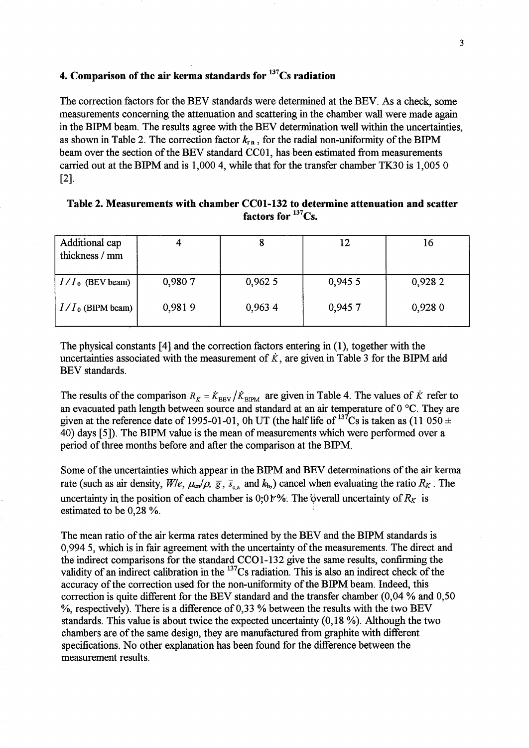## 4. Comparison of the air kerma standards for $^{137}Cs$ radiation

The correction factors for the BEV standards were determined at the BEV. As a check, some measurements concerning the attenuation and scattering in the chamber wall were made again in the BIPM beam. The results agree with the BEV determination well within the uncertainties, as shown in Table 2. The correction factor $k_{rn}$, for the radial non-uniformity of the BIPM beam over the section of the BEV standard CC01, has been estimated from measurements carried out at the BIPM and is 1,000 4, while that for the transfer chamber TK30 is 1,005 0 [2].

**Table 2. Measurements with chamber CC01-132 to determine attenuation and scatter factors for $^{137}Cs$.**

| Additional cap thickness / mm | 4 | 8 | 12 | 16 |
|---|---|---|---|---|
| $I/I_0$ (BEV beam) | 0,980 7 | 0,962 5 | 0,945 5 | 0,928 2 |
| $I/I_0$ (BIPM beam) | 0,981 9 | 0,963 4 | 0,945 7 | 0,928 0 |

The physical constants [4] and the correction factors entering in (1), together with the uncertainties associated with the measurement of $\dot{K}$, are given in Table 3 for the BIPM and BEV standards.

The results of the comparison $R_K = \dot{K}_{BEV} / \dot{K}_{BIPM}$ are given in Table 4. The values of $\dot{K}$ refer to an evacuated path length between source and standard at an air temperature of 0 °C. They are given at the reference date of 1995-01-01, 0h UT (the half life of $^{137}Cs$ is taken as (11 050 ± 40) days [5]). The BIPM value is the mean of measurements which were performed over a period of three months before and after the comparison at the BIPM.

Some of the uncertainties which appear in the BIPM and BEV determinations of the air kerma rate (such as air density, $W/e$, $\mu_{en}/\rho$, $\bar{g}$, $\bar{s}_{c,a}$ and $k_h$) cancel when evaluating the ratio $R_K$. The uncertainty in the position of each chamber is 0,01 %. The overall uncertainty of $R_K$ is estimated to be 0,28 %.

The mean ratio of the air kerma rates determined by the BEV and the BIPM standards is 0,994 5, which is in fair agreement with the uncertainty of the measurements. The direct and the indirect comparisons for the standard CC01-132 give the same results, confirming the validity of an indirect calibration in the $^{137}Cs$ radiation. This is also an indirect check of the accuracy of the correction used for the non-uniformity of the BIPM beam. Indeed, this correction is quite different for the BEV standard and the transfer chamber (0,04 % and 0,50 %, respectively). There is a difference of 0,33 % between the results with the two BEV standards. This value is about twice the expected uncertainty (0,18 %). Although the two chambers are of the same design, they are manufactured from graphite with different specifications. No other explanation has been found for the difference between the measurement results.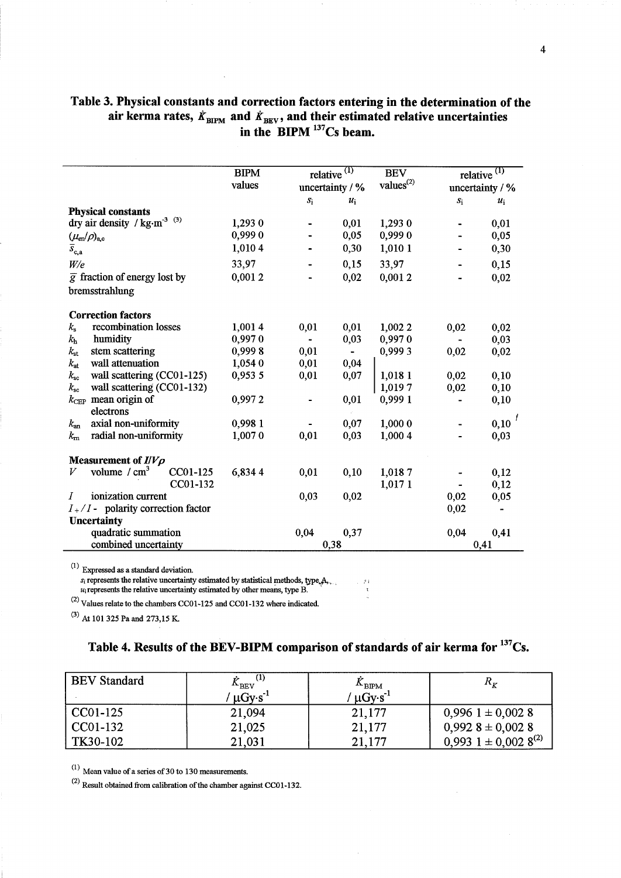### Table 3. Physical constants and correction factors entering in the determination of the air kerma rates, $\dot{K}_{\mathrm{BIPM}}$ and $\dot{K}_{\mathrm{BEV}}$, and their estimated relative uncertainties in the BIPM $^{137}$Cs beam.

| | BIPM values | relative [(1)] uncertainty / % | | BEV values[(2)] | relative [(1)] uncertainty / % | |
|---|---|---|---|---|---|---|
| | | $s_i$ | $u_i$ | | $s_i$ | $u_i$ |
| **Physical constants** | | | | | | |
| dry air density / kg·m$^{-3}$ [(3)] | 1,293 0 | - | 0,01 | 1,293 0 | - | 0,01 |
| $(\mu_{en}/\rho)_{a,c}$ | 0,999 0 | - | 0,05 | 0,999 0 | - | 0,05 |
| $\bar{s}_{c,a}$ | 1,010 4 | - | 0,30 | 1,010 1 | - | 0,30 |
| $W/e$ | 33,97 | - | 0,15 | 33,97 | - | 0,15 |
| $\bar{g}$ fraction of energy lost by bremsstrahlung | 0,001 2 | - | 0,02 | 0,001 2 | - | 0,02 |
| **Correction factors** | | | | | | |
| $k_s$ recombination losses | 1,001 4 | 0,01 | 0,01 | 1,002 2 | 0,02 | 0,02 |
| $k_h$ humidity | 0,997 0 | - | 0,03 | 0,997 0 | - | 0,03 |
| $k_{st}$ stem scattering | 0,999 8 | 0,01 | - | 0,999 3 | 0,02 | 0,02 |
| $k_{at}$ wall attenuation | 1,054 0 | 0,01 | 0,04 | | | |
| $k_{sc}$ wall scattering (CC01-125) | 0,953 5 | 0,01 | 0,07 | 1,018 1 | 0,02 | 0,10 |
| $k_{sc}$ wall scattering (CC01-132) | | | | 1,019 7 | 0,02 | 0,10 |
| $k_{CEP}$ mean origin of electrons | 0,997 2 | - | 0,01 | 0,999 1 | - | 0,10 |
| $k_{an}$ axial non-uniformity | 0,998 1 | - | 0,07 | 1,000 0 | - | 0,10 |
| $k_{rn}$ radial non-uniformity | 1,007 0 | 0,01 | 0,03 | 1,000 4 | - | 0,03 |
| **Measurement of $I/V\rho$** | | | | | | |
| $V$ volume / cm$^3$ CC01-125 | 6,834 4 | 0,01 | 0,10 | 1,018 7 | - | 0,12 |
| CC01-132 | | | | 1,017 1 | - | 0,12 |
| $I$ ionization current | | 0,03 | 0,02 | | 0,02 | 0,05 |
| $I_+/I_-$ polarity correction factor | | | | | 0,02 | - |
| **Uncertainty** | | | | | | |
| quadratic summation | | 0,04 | 0,37 | | 0,04 | 0,41 |
| combined uncertainty | | 0,38 | | | 0,41 | |

(1) Expressed as a standard deviation.
$s_i$ represents the relative uncertainty estimated by statistical methods, type A.
$u_i$ represents the relative uncertainty estimated by other means, type B.

(2) Values relate to the chambers CC01-125 and CC01-132 where indicated.

(3) At 101 325 Pa and 273,15 K.

### Table 4. Results of the BEV-BIPM comparison of standards of air kerma for $^{137}$Cs.

| BEV Standard | $\dot{K}_{\mathrm{BEV}}$ [(1)] / µGy·s$^{-1}$ | $\dot{K}_{\mathrm{BIPM}}$ / µGy·s$^{-1}$ | $R_K$ |
|---|---|---|---|
| CC01-125 | 21,094 | 21,177 | 0,996 1 ± 0,002 8 |
| CC01-132 | 21,025 | 21,177 | 0,992 8 ± 0,002 8 |
| TK30-102 | 21,031 | 21,177 | 0,993 1 ± 0,002 8[(2)] |

(1) Mean value of a series of 30 to 130 measurements.

(2) Result obtained from calibration of the chamber against CC01-132.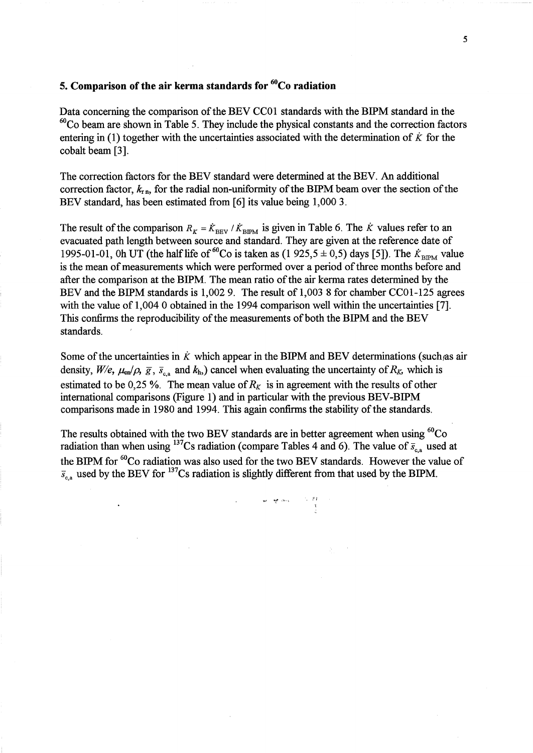## 5. Comparison of the air kerma standards for $^{60}$Co radiation

Data concerning the comparison of the BEV CC01 standards with the BIPM standard in the $^{60}$Co beam are shown in Table 5. They include the physical constants and the correction factors entering in (1) together with the uncertainties associated with the determination of $\dot{K}$ for the cobalt beam [3].

The correction factors for the BEV standard were determined at the BEV. An additional correction factor, $k_{rn}$, for the radial non-uniformity of the BIPM beam over the section of the BEV standard, has been estimated from [6] its value being 1,000 3.

The result of the comparison $R_K = \dot{K}_{BEV} / \dot{K}_{BIPM}$ is given in Table 6. The $\dot{K}$ values refer to an evacuated path length between source and standard. They are given at the reference date of 1995-01-01, 0h UT (the half life of $^{60}$Co is taken as (1 925,5 ± 0,5) days [5]). The $\dot{K}_{BIPM}$ value is the mean of measurements which were performed over a period of three months before and after the comparison at the BIPM. The mean ratio of the air kerma rates determined by the BEV and the BIPM standards is 1,002 9. The result of 1,003 8 for chamber CC01-125 agrees with the value of 1,004 0 obtained in the 1994 comparison well within the uncertainties [7]. This confirms the reproducibility of the measurements of both the BIPM and the BEV standards.

Some of the uncertainties in $\dot{K}$ which appear in the BIPM and BEV determinations (such as air density, $W/e$, $\mu_{en}/\rho$, $\bar{g}$, $\bar{s}_{c,a}$ and $k_h$,) cancel when evaluating the uncertainty of $R_K$, which is estimated to be 0,25 %. The mean value of $R_K$ is in agreement with the results of other international comparisons (Figure 1) and in particular with the previous BEV-BIPM comparisons made in 1980 and 1994. This again confirms the stability of the standards.

The results obtained with the two BEV standards are in better agreement when using $^{60}$Co radiation than when using $^{137}$Cs radiation (compare Tables 4 and 6). The value of $\bar{s}_{c,a}$ used at the BIPM for $^{60}$Co radiation was also used for the two BEV standards. However the value of $\bar{s}_{c,a}$ used by the BEV for $^{137}$Cs radiation is slightly different from that used by the BIPM.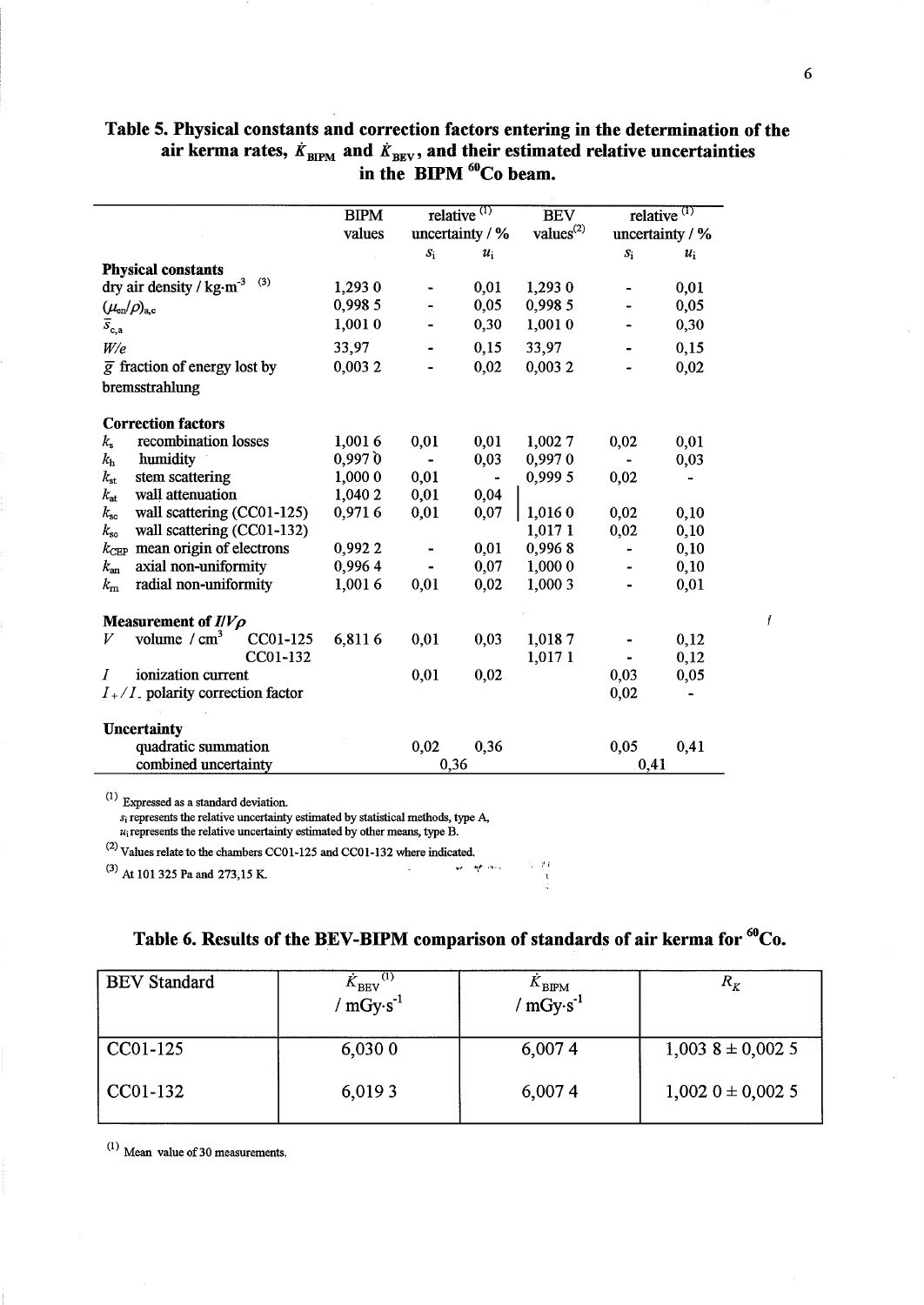**Table 5. Physical constants and correction factors entering in the determination of the air kerma rates, $\dot{K}_{BIPM}$ and $\dot{K}_{BEV}$, and their estimated relative uncertainties in the BIPM $^{60}$Co beam.**

| | BIPM values | relative [(1)] uncertainty / % | | BEV values[(2)] | relative [(1)] uncertainty / % | |
|---|---|---|---|---|---|---|
| | | $s_i$ | $u_i$ | | $s_i$ | $u_i$ |
| **Physical constants** | | | | | | |
| dry air density / kg·m$^{-3}$ [(3)] | 1,293 0 | - | 0,01 | 1,293 0 | - | 0,01 |
| $(\mu_{en}/\rho)_{a,c}$ | 0,998 5 | - | 0,05 | 0,998 5 | - | 0,05 |
| $\bar{s}_{c,a}$ | 1,001 0 | - | 0,30 | 1,001 0 | - | 0,30 |
| $W/e$ | 33,97 | - | 0,15 | 33,97 | - | 0,15 |
| $\bar{g}$ fraction of energy lost by bremsstrahlung | 0,003 2 | - | 0,02 | 0,003 2 | - | 0,02 |
| **Correction factors** | | | | | | |
| $k_s$ recombination losses | 1,001 6 | 0,01 | 0,01 | 1,002 7 | 0,02 | 0,01 |
| $k_h$ humidity | 0,997 0 | - | 0,03 | 0,997 0 | - | 0,03 |
| $k_{st}$ stem scattering | 1,000 0 | 0,01 | - | 0,999 5 | 0,02 | - |
| $k_{at}$ wall attenuation | 1,040 2 | 0,01 | 0,04 | | | |
| $k_{sc}$ wall scattering (CC01-125) | 0,971 6 | 0,01 | 0,07 | 1,016 0 | 0,02 | 0,10 |
| $k_{sc}$ wall scattering (CC01-132) | | | | 1,017 1 | 0,02 | 0,10 |
| $k_{CEP}$ mean origin of electrons | 0,992 2 | - | 0,01 | 0,996 8 | - | 0,10 |
| $k_{an}$ axial non-uniformity | 0,996 4 | - | 0,07 | 1,000 0 | - | 0,10 |
| $k_{rn}$ radial non-uniformity | 1,001 6 | 0,01 | 0,02 | 1,000 3 | - | 0,01 |
| **Measurement of $I/V\rho$** | | | | | | |
| $V$ volume / cm$^3$ CC01-125 | 6,811 6 | 0,01 | 0,03 | 1,018 7 | - | 0,12 |
| CC01-132 | | | | 1,017 1 | - | 0,12 |
| $I$ ionization current | | 0,01 | 0,02 | | 0,03 | 0,05 |
| $I_+/I_-$ polarity correction factor | | | | | 0,02 | - |
| **Uncertainty** | | | | | | |
| quadratic summation | | 0,02 | 0,36 | | 0,05 | 0,41 |
| combined uncertainty | | 0,36 | | | 0,41 | |

[(1)] Expressed as a standard deviation.
$s_i$ represents the relative uncertainty estimated by statistical methods, type A,
$u_i$ represents the relative uncertainty estimated by other means, type B.

[(2)] Values relate to the chambers CC01-125 and CC01-132 where indicated.

[(3)] At 101 325 Pa and 273,15 K.

**Table 6. Results of the BEV-BIPM comparison of standards of air kerma for $^{60}$Co.**

| BEV Standard | $\dot{K}_{BEV}$ [(1)] / mGy·s$^{-1}$ | $\dot{K}_{BIPM}$ / mGy·s$^{-1}$ | $R_K$ |
|---|---|---|---|
| CC01-125 | 6,030 0 | 6,007 4 | 1,003 8 ± 0,002 5 |
| CC01-132 | 6,019 3 | 6,007 4 | 1,002 0 ± 0,002 5 |

[(1)] Mean value of 30 measurements.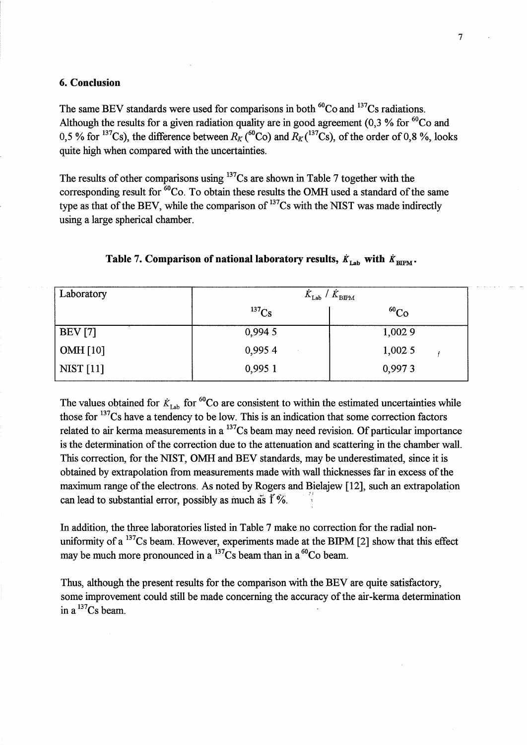## 6. Conclusion

The same BEV standards were used for comparisons in both $^{60}$Co and $^{137}$Cs radiations. Although the results for a given radiation quality are in good agreement (0,3 % for $^{60}$Co and 0,5 % for $^{137}$Cs), the difference between $R_K$ ($^{60}$Co) and $R_K$($^{137}$Cs), of the order of 0,8 %, looks quite high when compared with the uncertainties.

The results of other comparisons using $^{137}$Cs are shown in Table 7 together with the corresponding result for $^{60}$Co. To obtain these results the OMH used a standard of the same type as that of the BEV, while the comparison of $^{137}$Cs with the NIST was made indirectly using a large spherical chamber.

**Table 7. Comparison of national laboratory results, $\dot{K}_{\mathrm{Lab}}$ with $\dot{K}_{\mathrm{BIPM}}$.**

| Laboratory | $\dot{K}_{\mathrm{Lab}} / \dot{K}_{\mathrm{BIPM}}$ | |
|---|---|---|
| | $^{137}$Cs | $^{60}$Co |
| BEV [7] | 0,994 5 | 1,002 9 |
| OMH [10] | 0,995 4 | 1,002 5 |
| NIST [11] | 0,995 1 | 0,997 3 |

The values obtained for $\dot{K}_{\mathrm{Lab}}$ for $^{60}$Co are consistent to within the estimated uncertainties while those for $^{137}$Cs have a tendency to be low. This is an indication that some correction factors related to air kerma measurements in a $^{137}$Cs beam may need revision. Of particular importance is the determination of the correction due to the attenuation and scattering in the chamber wall. This correction, for the NIST, OMH and BEV standards, may be underestimated, since it is obtained by extrapolation from measurements made with wall thicknesses far in excess of the maximum range of the electrons. As noted by Rogers and Bielajew [12], such an extrapolation can lead to substantial error, possibly as much as 1 %.

In addition, the three laboratories listed in Table 7 make no correction for the radial non-uniformity of a $^{137}$Cs beam. However, experiments made at the BIPM [2] show that this effect may be much more pronounced in a $^{137}$Cs beam than in a $^{60}$Co beam.

Thus, although the present results for the comparison with the BEV are quite satisfactory, some improvement could still be made concerning the accuracy of the air-kerma determination in a $^{137}$Cs beam.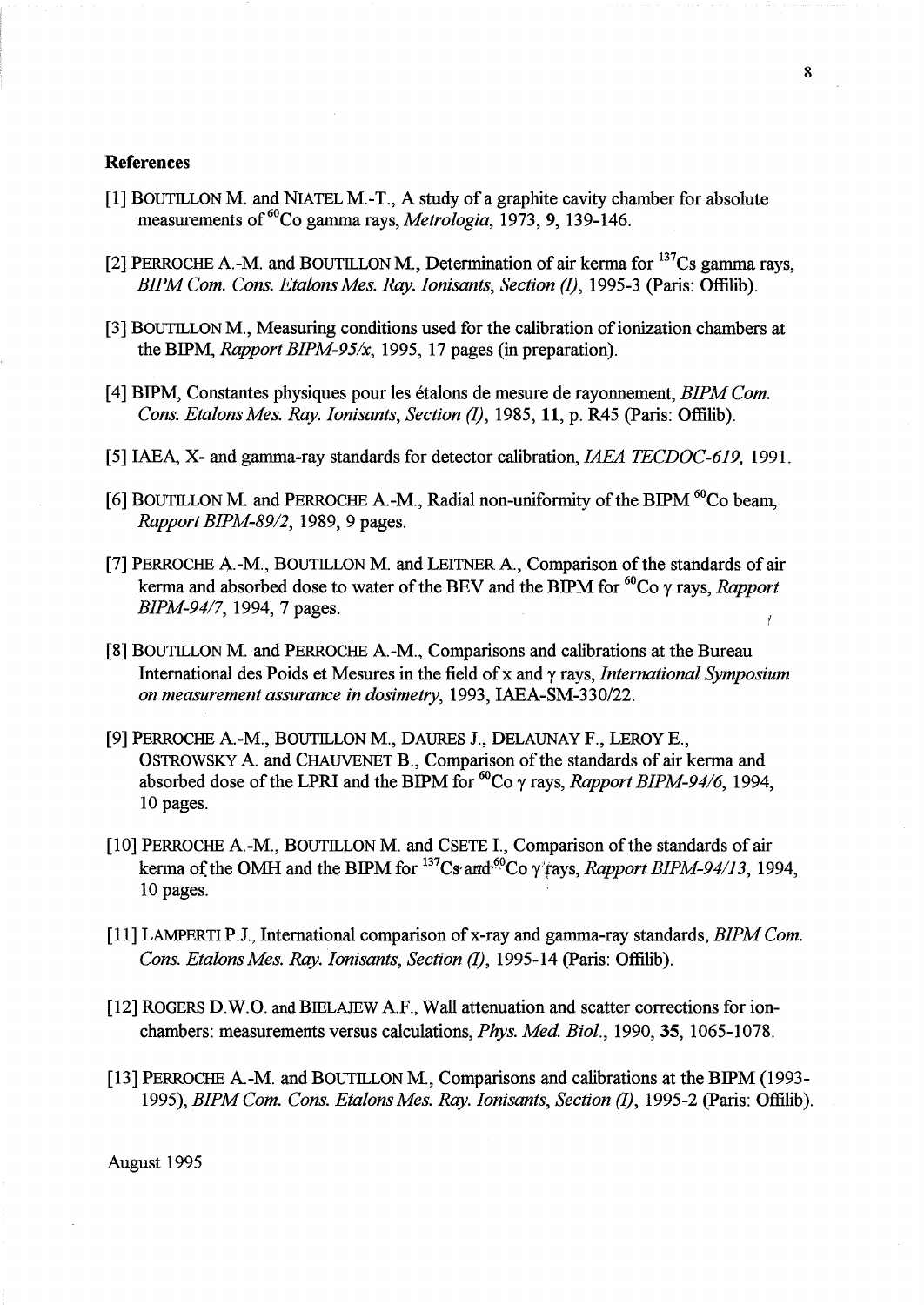## References

[1] BOUTILLON M. and NIATEL M.-T., A study of a graphite cavity chamber for absolute measurements of $^{60}$Co gamma rays, *Metrologia*, 1973, **9**, 139-146.

[2] PERROCHE A.-M. and BOUTILLON M., Determination of air kerma for $^{137}$Cs gamma rays, *BIPM Com. Cons. Etalons Mes. Ray. Ionisants, Section (I)*, 1995-3 (Paris: Offilib).

[3] BOUTILLON M., Measuring conditions used for the calibration of ionization chambers at the BIPM, *Rapport BIPM-95/x*, 1995, 17 pages (in preparation).

[4] BIPM, Constantes physiques pour les étalons de mesure de rayonnement, *BIPM Com. Cons. Etalons Mes. Ray. Ionisants, Section (I)*, 1985, **11**, p. R45 (Paris: Offilib).

[5] IAEA, X- and gamma-ray standards for detector calibration, *IAEA TECDOC-619*, 1991.

[6] BOUTILLON M. and PERROCHE A.-M., Radial non-uniformity of the BIPM $^{60}$Co beam, *Rapport BIPM-89/2*, 1989, 9 pages.

[7] PERROCHE A.-M., BOUTILLON M. and LEITNER A., Comparison of the standards of air kerma and absorbed dose to water of the BEV and the BIPM for $^{60}$Co $\gamma$ rays, *Rapport BIPM-94/7*, 1994, 7 pages.

[8] BOUTILLON M. and PERROCHE A.-M., Comparisons and calibrations at the Bureau International des Poids et Mesures in the field of x and $\gamma$ rays, *International Symposium on measurement assurance in dosimetry*, 1993, IAEA-SM-330/22.

[9] PERROCHE A.-M., BOUTILLON M., DAURES J., DELAUNAY F., LEROY E., OSTROWSKY A. and CHAUVENET B., Comparison of the standards of air kerma and absorbed dose of the LPRI and the BIPM for $^{60}$Co $\gamma$ rays, *Rapport BIPM-94/6*, 1994, 10 pages.

[10] PERROCHE A.-M., BOUTILLON M. and CSETE I., Comparison of the standards of air kerma of the OMH and the BIPM for $^{137}$Cs and $^{60}$Co $\gamma$ rays, *Rapport BIPM-94/13*, 1994, 10 pages.

[11] LAMPERTI P.J., International comparison of x-ray and gamma-ray standards, *BIPM Com. Cons. Etalons Mes. Ray. Ionisants, Section (I)*, 1995-14 (Paris: Offilib).

[12] ROGERS D.W.O. and BIELAJEW A.F., Wall attenuation and scatter corrections for ion-chambers: measurements versus calculations, *Phys. Med. Biol.*, 1990, **35**, 1065-1078.

[13] PERROCHE A.-M. and BOUTILLON M., Comparisons and calibrations at the BIPM (1993-1995), *BIPM Com. Cons. Etalons Mes. Ray. Ionisants, Section (I)*, 1995-2 (Paris: Offilib).

August 1995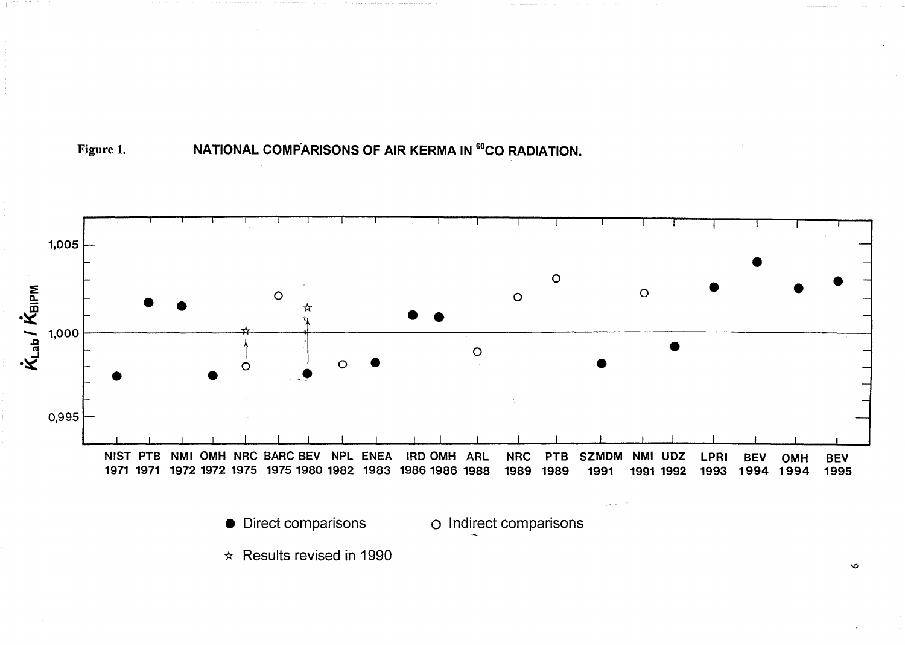Figure 1. NATIONAL COMPARISONS OF AIR KERMA IN $^{60}$CO RADIATION.

$\dot{K}_{Lab} / \dot{K}_{BIPM}$

1,005

1,000

0,995

NIST 1971 PTB 1971 NMI 1972 OMH 1972 NRC 1975 BARC 1975 BEV 1980 NPL 1982 ENEA 1983 IRD 1986 OMH 1986 ARL 1988 NRC 1989 PTB 1989 SZMDM 1991 NMI 1991 UDZ 1992 LPRI 1993 BEV 1994 OMH 1994 BEV 1995

● Direct comparisons ○ Indirect comparisons

☆ Results revised in 1990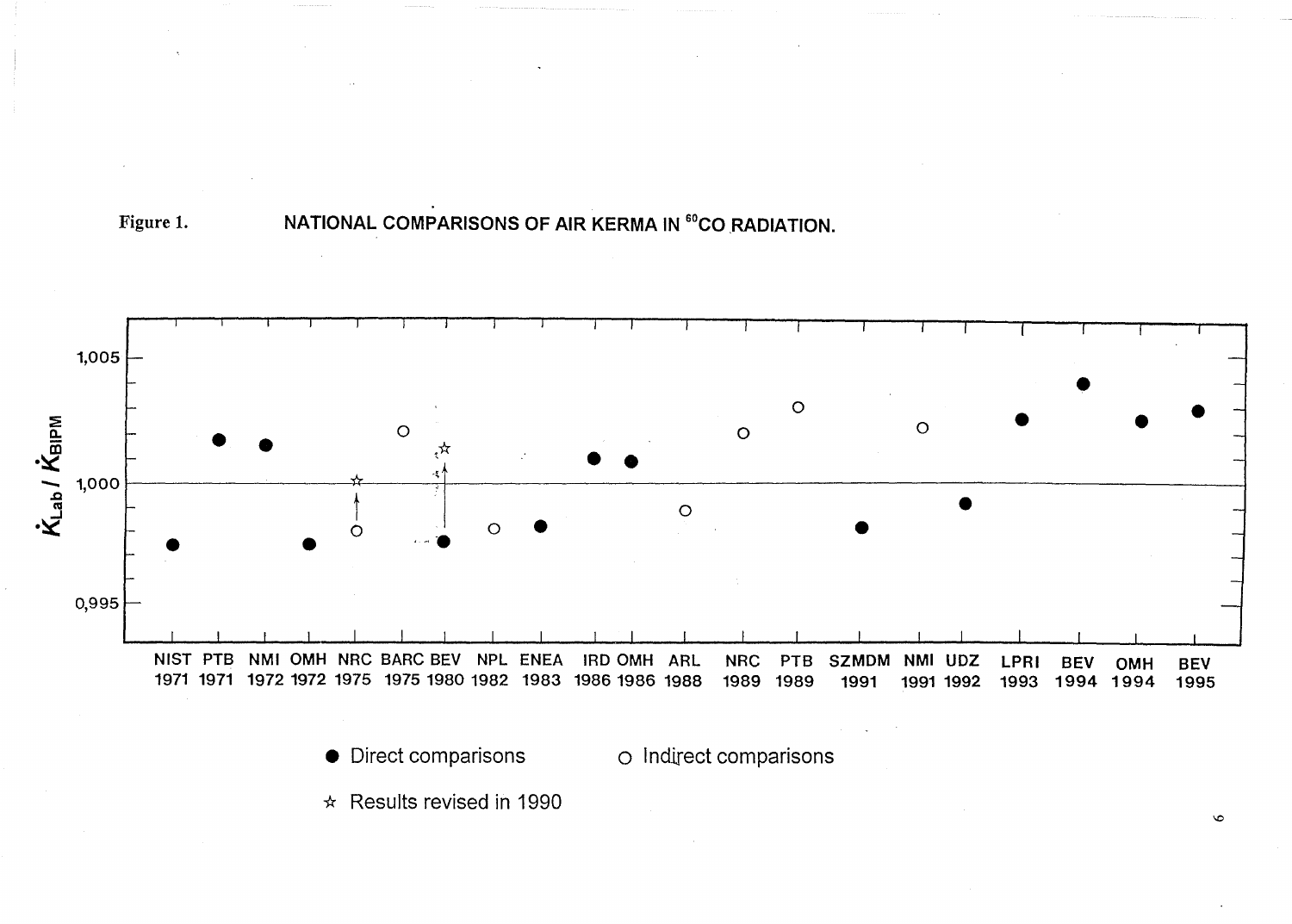Figure 1. NATIONAL COMPARISONS OF AIR KERMA IN $^{60}$CO RADIATION.

$\dot{K}_{Lab} / \dot{K}_{BIPM}$

1,005

1,000

0,995

NIST 1971 PTB 1971 NMI 1972 OMH 1972 NRC 1975 BARC 1975 BEV 1980 NPL 1982 ENEA 1983 IRD 1986 OMH 1986 ARL 1988 NRC 1989 PTB 1989 SZMDM 1991 NMI 1991 UDZ 1992 LPRI 1993 BEV 1994 OMH 1994 BEV 1995

● Direct comparisons ○ Indirect comparisons

☆ Results revised in 1990